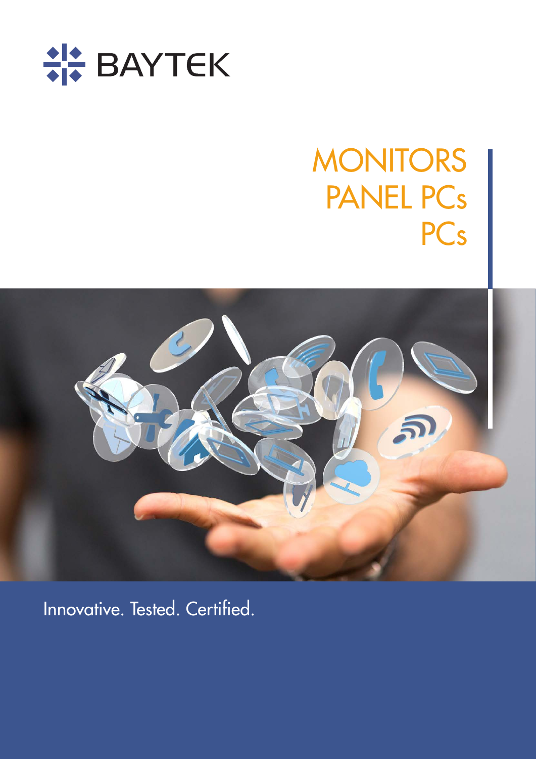BAYTEK

# MONITORS
# PANEL PCs
# PCs

Innovative. Tested. Certified.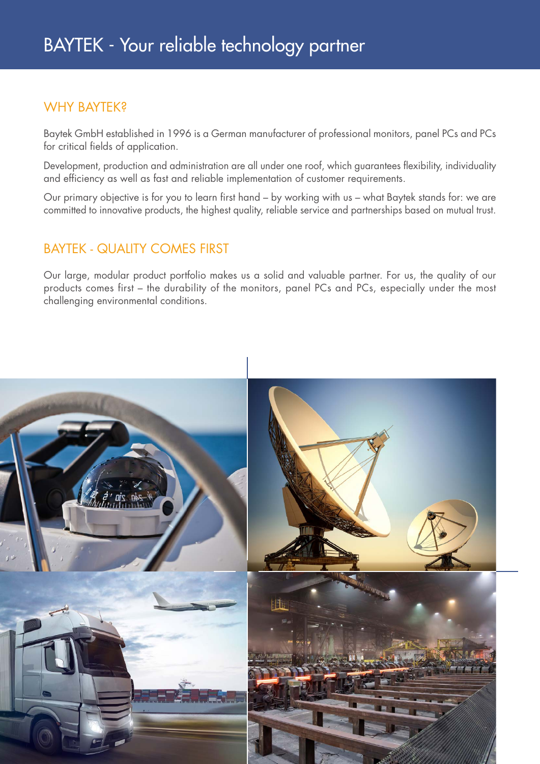# BAYTEK - Your reliable technology partner

## WHY BAYTEK?

Baytek GmbH established in 1996 is a German manufacturer of professional monitors, panel PCs and PCs for critical fields of application.

Development, production and administration are all under one roof, which guarantees flexibility, individuality and efficiency as well as fast and reliable implementation of customer requirements.

Our primary objective is for you to learn first hand – by working with us – what Baytek stands for: we are committed to innovative products, the highest quality, reliable service and partnerships based on mutual trust.

## BAYTEK - QUALITY COMES FIRST

Our large, modular product portfolio makes us a solid and valuable partner. For us, the quality of our products comes first – the durability of the monitors, panel PCs and PCs, especially under the most challenging environmental conditions.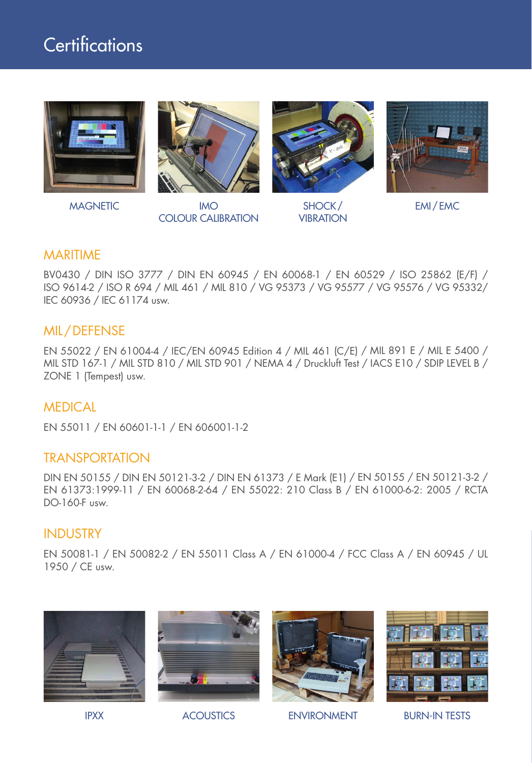# Certifications

MAGNETIC

IMO
COLOUR CALIBRATION

SHOCK / VIBRATION

EMI / EMC

## MARITIME

BV0430 / DIN ISO 3777 / DIN EN 60945 / EN 60068-1 / EN 60529 / ISO 25862 (E/F) / ISO 9614-2 / ISO R 694 / MIL 461 / MIL 810 / VG 95373 / VG 95577 / VG 95576 / VG 95332/ IEC 60936 / IEC 61174 usw.

## MIL / DEFENSE

EN 55022 / EN 61004-4 / IEC/EN 60945 Edition 4 / MIL 461 (C/E) / MIL 891 E / MIL E 5400 / MIL STD 167-1 / MIL STD 810 / MIL STD 901 / NEMA 4 / Druckluft Test / IACS E10 / SDIP LEVEL B / ZONE 1 (Tempest) usw.

## MEDICAL

EN 55011 / EN 60601-1-1 / EN 606001-1-2

## TRANSPORTATION

DIN EN 50155 / DIN EN 50121-3-2 / DIN EN 61373 / E Mark (E1) / EN 50155 / EN 50121-3-2 / EN 61373:1999-11 / EN 60068-2-64 / EN 55022: 210 Class B / EN 61000-6-2: 2005 / RCTA DO-160-F usw.

## INDUSTRY

EN 50081-1 / EN 50082-2 / EN 55011 Class A / EN 61000-4 / FCC Class A / EN 60945 / UL 1950 / CE usw.

IPXX

ACOUSTICS

ENVIRONMENT

BURN-IN TESTS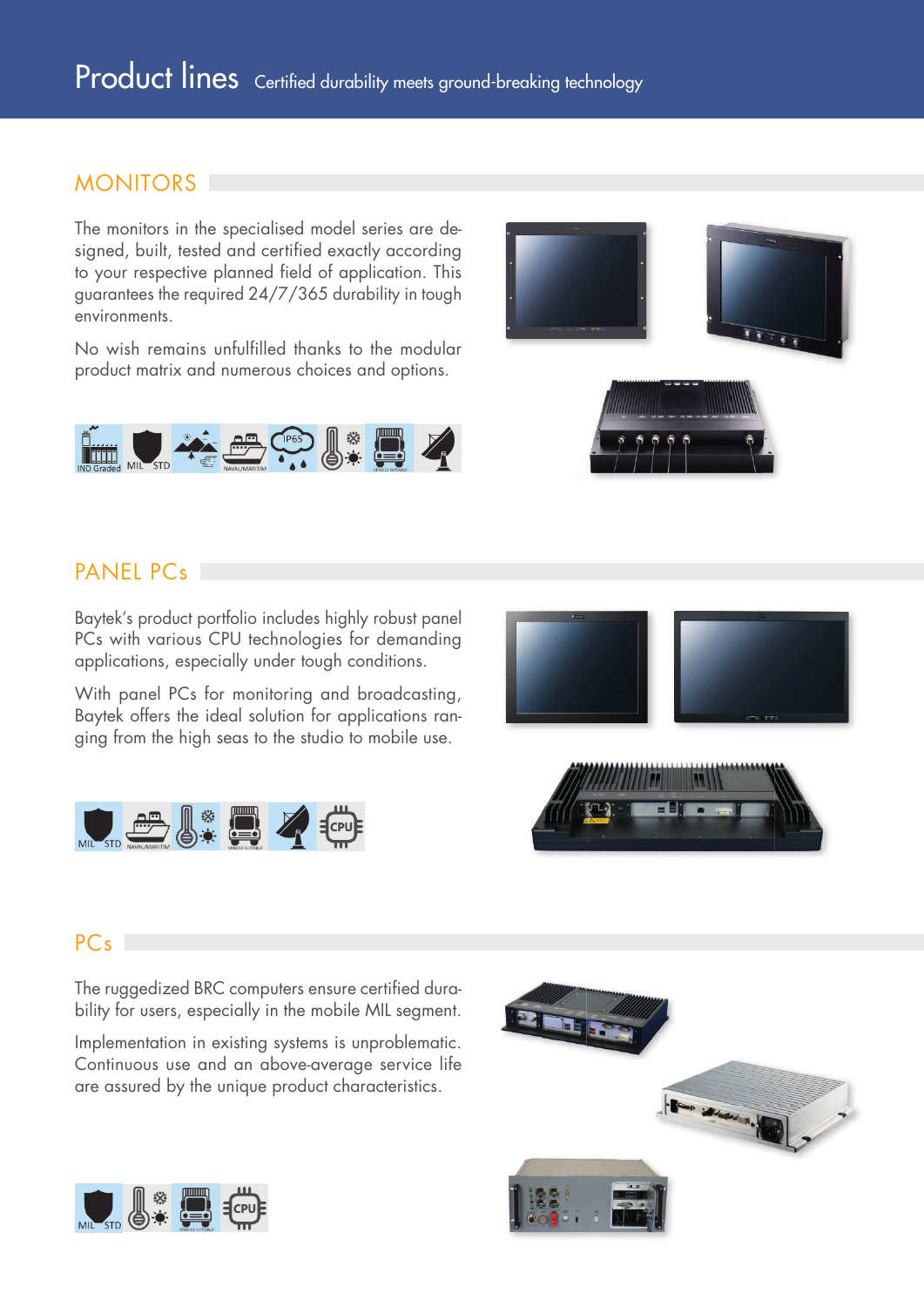# Product lines

Certified durability meets ground-breaking technology

## MONITORS

The monitors in the specialised model series are designed, built, tested and certified exactly according to your respective planned field of application. This guarantees the required 24/7/365 durability in tough environments.

No wish remains unfulfilled thanks to the modular product matrix and numerous choices and options.

## PANEL PCs

Baytek's product portfolio includes highly robust panel PCs with various CPU technologies for demanding applications, especially under tough conditions.

With panel PCs for monitoring and broadcasting, Baytek offers the ideal solution for applications ranging from the high seas to the studio to mobile use.

## PCs

The ruggedized BRC computers ensure certified durability for users, especially in the mobile MIL segment.

Implementation in existing systems is unproblematic. Continuous use and an above-average service life are assured by the unique product characteristics.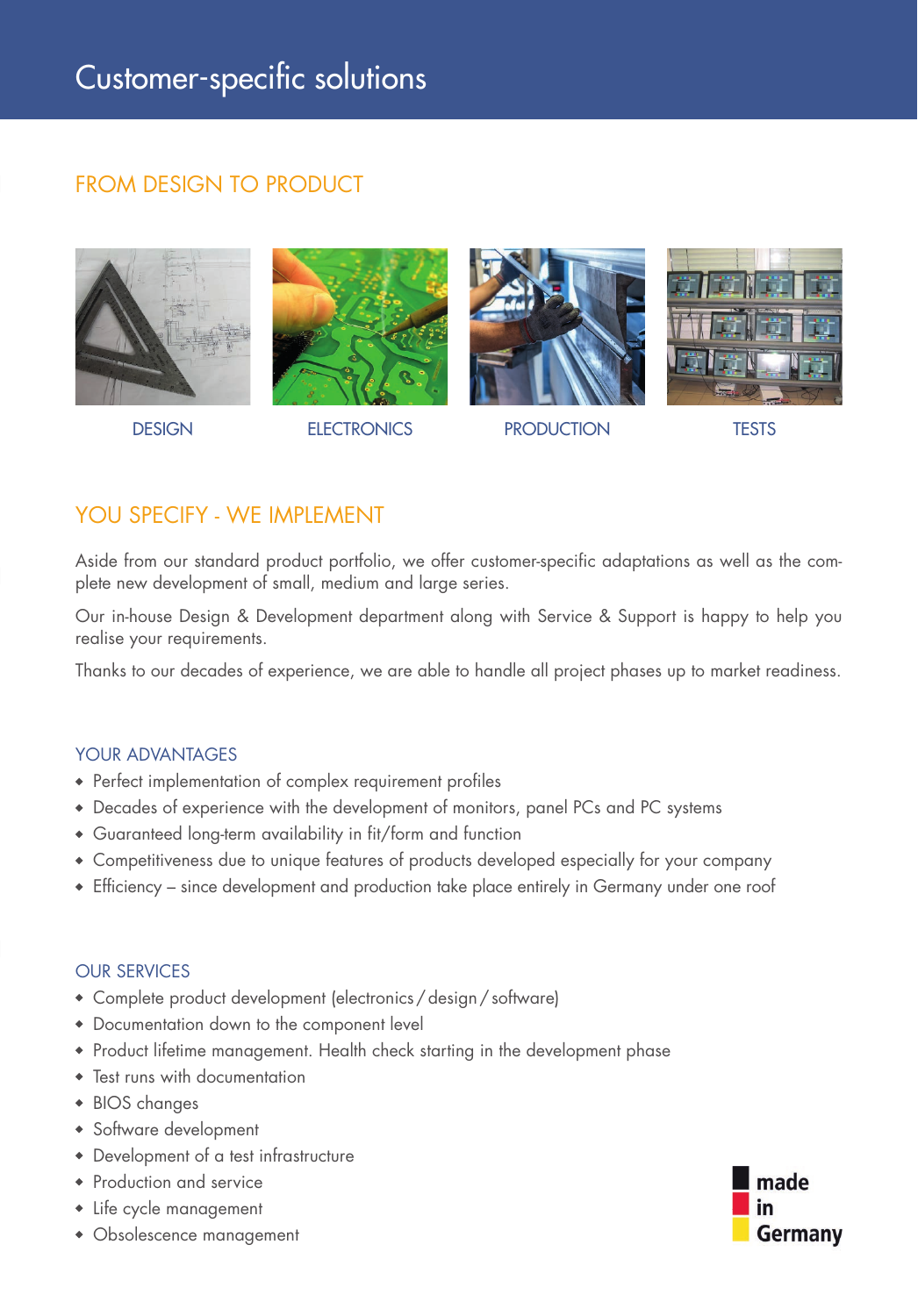# Customer-specific solutions

## FROM DESIGN TO PRODUCT

DESIGN

ELECTRONICS

PRODUCTION

TESTS

## YOU SPECIFY - WE IMPLEMENT

Aside from our standard product portfolio, we offer customer-specific adaptations as well as the complete new development of small, medium and large series.

Our in-house Design & Development department along with Service & Support is happy to help you realise your requirements.

Thanks to our decades of experience, we are able to handle all project phases up to market readiness.

### YOUR ADVANTAGES

- Perfect implementation of complex requirement profiles
- Decades of experience with the development of monitors, panel PCs and PC systems
- Guaranteed long-term availability in fit/form and function
- Competitiveness due to unique features of products developed especially for your company
- Efficiency – since development and production take place entirely in Germany under one roof

### OUR SERVICES

- Complete product development (electronics / design / software)
- Documentation down to the component level
- Product lifetime management. Health check starting in the development phase
- Test runs with documentation
- BIOS changes
- Software development
- Development of a test infrastructure
- Production and service
- Life cycle management
- Obsolescence management

made in Germany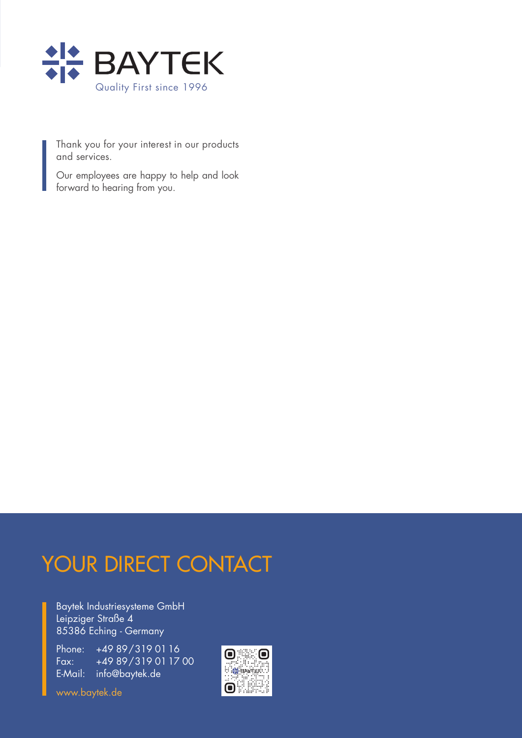BAYTEK

Quality First since 1996

Thank you for your interest in our products and services.

Our employees are happy to help and look forward to hearing from you.

## YOUR DIRECT CONTACT

Baytek Industriesysteme GmbH
Leipziger Straße 4
85386 Eching - Germany

Phone: +49 89/319 01 16
Fax: +49 89/319 01 17 00
E-Mail: info@baytek.de

www.baytek.de